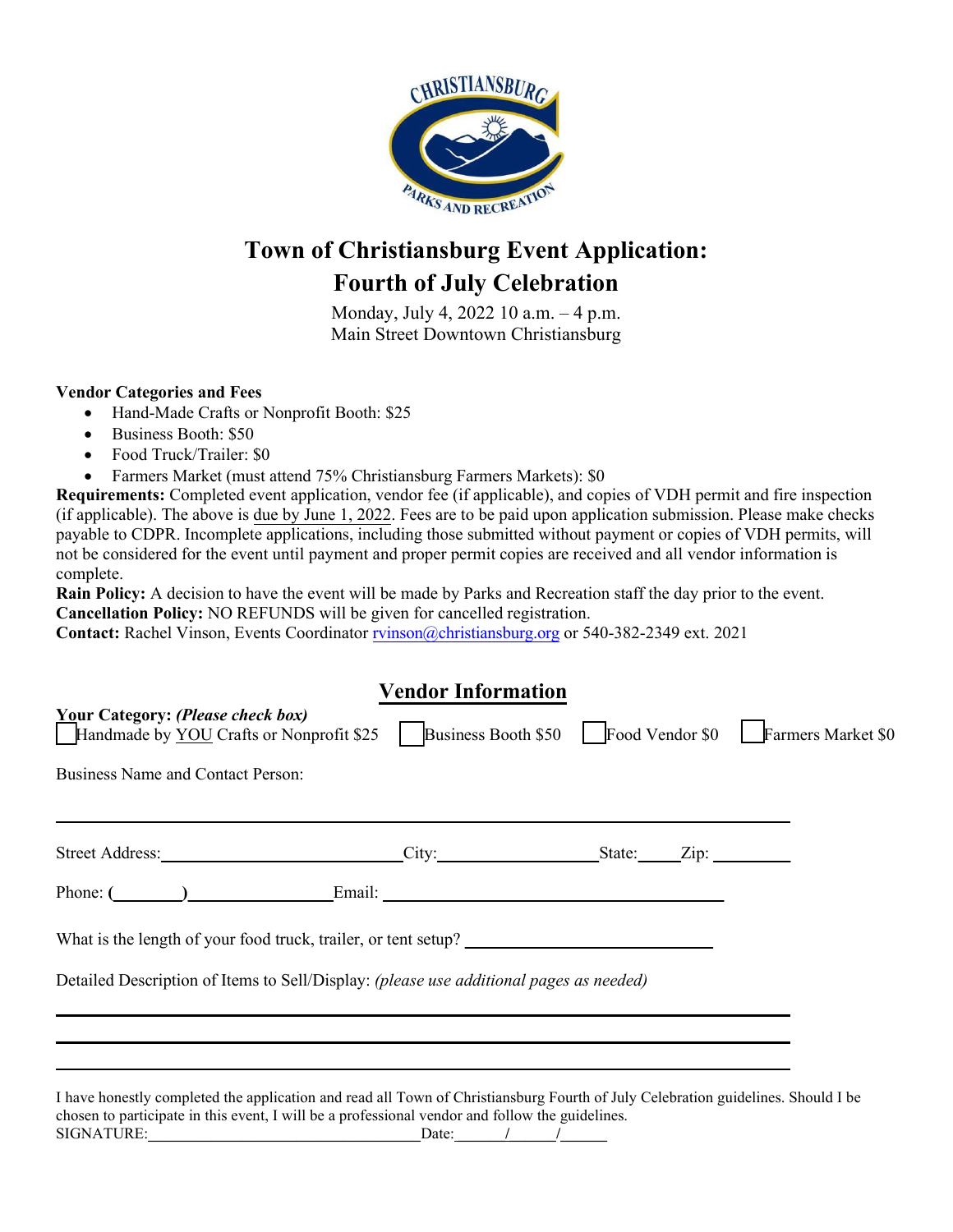# Town of Christiansburg Event Application: Fourth of July Celebration

Monday, July 4, 2022 10 a.m. – 4 p.m.
Main Street Downtown Christiansburg

**Vendor Categories and Fees**

- Hand-Made Crafts or Nonprofit Booth: $25
- Business Booth: $50
- Food Truck/Trailer: $0
- Farmers Market (must attend 75% Christiansburg Farmers Markets): $0

**Requirements:** Completed event application, vendor fee (if applicable), and copies of VDH permit and fire inspection (if applicable). The above is due by June 1, 2022. Fees are to be paid upon application submission. Please make checks payable to CDPR. Incomplete applications, including those submitted without payment or copies of VDH permits, will not be considered for the event until payment and proper permit copies are received and all vendor information is complete.

**Rain Policy:** A decision to have the event will be made by Parks and Recreation staff the day prior to the event.

**Cancellation Policy:** NO REFUNDS will be given for cancelled registration.

**Contact:** Rachel Vinson, Events Coordinator rvinson@christiansburg.org or 540-382-2349 ext. 2021

## Vendor Information

**Your Category:** ***(Please check box)***

☐ Handmade by YOU Crafts or Nonprofit $25 ☐ Business Booth $50 ☐ Food Vendor $0 ☐ Farmers Market $0

Business Name and Contact Person:

______________________________________________________________

Street Address: ____________________ City: ______________ State: _____ Zip: ________

Phone: (________) ________________ Email: ______________________________

What is the length of your food truck, trailer, or tent setup? ______________________

Detailed Description of Items to Sell/Display: *(please use additional pages as needed)*

______________________________________________________________

______________________________________________________________

______________________________________________________________

I have honestly completed the application and read all Town of Christiansburg Fourth of July Celebration guidelines. Should I be chosen to participate in this event, I will be a professional vendor and follow the guidelines.

SIGNATURE: ______________________________ Date: _____/_____/_____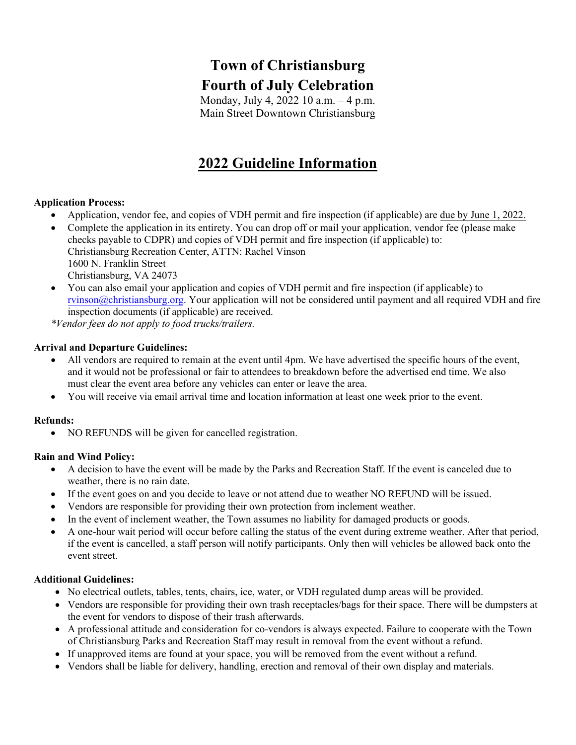# Town of Christiansburg
# Fourth of July Celebration

Monday, July 4, 2022 10 a.m. – 4 p.m.
Main Street Downtown Christiansburg

## 2022 Guideline Information

**Application Process:**

- Application, vendor fee, and copies of VDH permit and fire inspection (if applicable) are due by June 1, 2022.
- Complete the application in its entirety. You can drop off or mail your application, vendor fee (please make checks payable to CDPR) and copies of VDH permit and fire inspection (if applicable) to:
  Christiansburg Recreation Center, ATTN: Rachel Vinson
  1600 N. Franklin Street
  Christiansburg, VA 24073
- You can also email your application and copies of VDH permit and fire inspection (if applicable) to rvinson@christiansburg.org. Your application will not be considered until payment and all required VDH and fire inspection documents (if applicable) are received.

*\*Vendor fees do not apply to food trucks/trailers.*

**Arrival and Departure Guidelines:**

- All vendors are required to remain at the event until 4pm. We have advertised the specific hours of the event, and it would not be professional or fair to attendees to breakdown before the advertised end time. We also must clear the event area before any vehicles can enter or leave the area.
- You will receive via email arrival time and location information at least one week prior to the event.

**Refunds:**

- NO REFUNDS will be given for cancelled registration.

**Rain and Wind Policy:**

- A decision to have the event will be made by the Parks and Recreation Staff. If the event is canceled due to weather, there is no rain date.
- If the event goes on and you decide to leave or not attend due to weather NO REFUND will be issued.
- Vendors are responsible for providing their own protection from inclement weather.
- In the event of inclement weather, the Town assumes no liability for damaged products or goods.
- A one-hour wait period will occur before calling the status of the event during extreme weather. After that period, if the event is cancelled, a staff person will notify participants. Only then will vehicles be allowed back onto the event street.

**Additional Guidelines:**

- No electrical outlets, tables, tents, chairs, ice, water, or VDH regulated dump areas will be provided.
- Vendors are responsible for providing their own trash receptacles/bags for their space. There will be dumpsters at the event for vendors to dispose of their trash afterwards.
- A professional attitude and consideration for co-vendors is always expected. Failure to cooperate with the Town of Christiansburg Parks and Recreation Staff may result in removal from the event without a refund.
- If unapproved items are found at your space, you will be removed from the event without a refund.
- Vendors shall be liable for delivery, handling, erection and removal of their own display and materials.